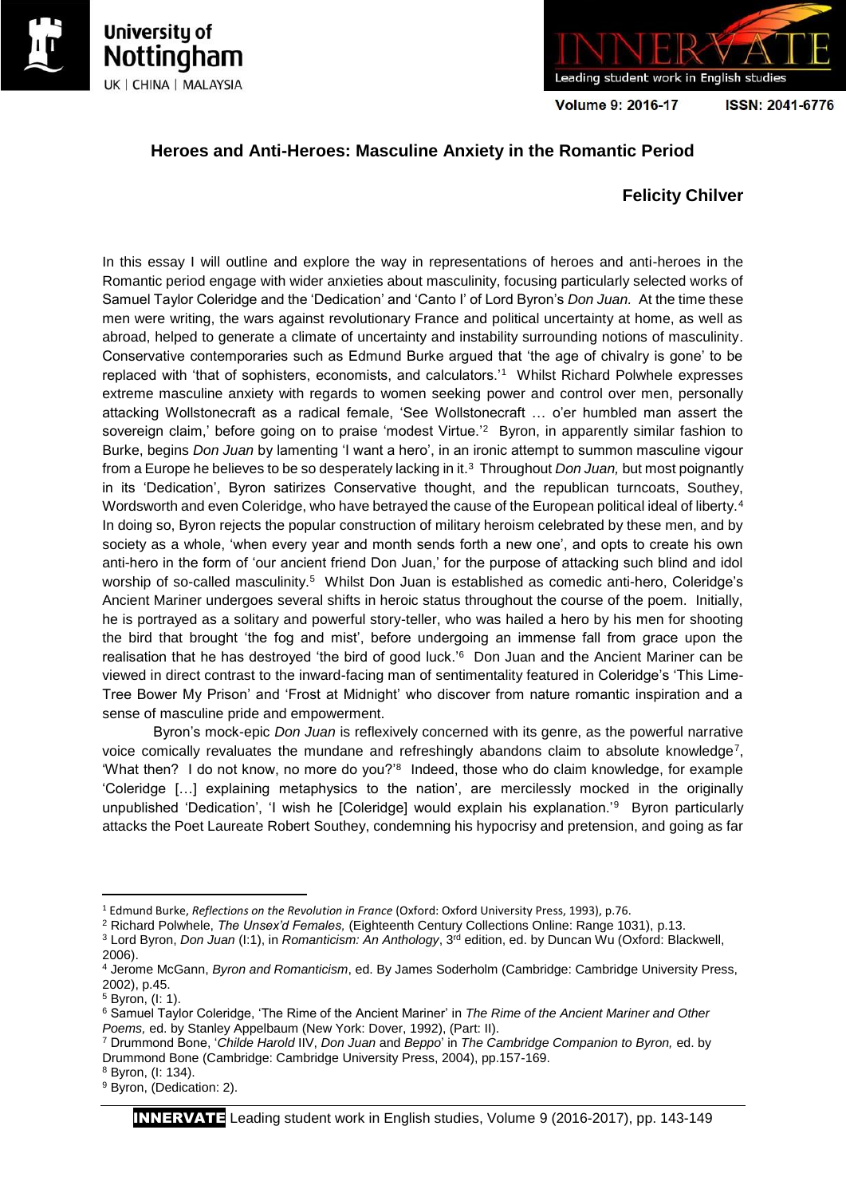# Heroes and Anti-Heroes: Masculine Anxiety in the Romantic Period

**Felicity Chilver**

In this essay I will outline and explore the way in representations of heroes and anti-heroes in the Romantic period engage with wider anxieties about masculinity, focusing particularly selected works of Samuel Taylor Coleridge and the 'Dedication' and 'Canto I' of Lord Byron's *Don Juan.* At the time these men were writing, the wars against revolutionary France and political uncertainty at home, as well as abroad, helped to generate a climate of uncertainty and instability surrounding notions of masculinity. Conservative contemporaries such as Edmund Burke argued that 'the age of chivalry is gone' to be replaced with 'that of sophisters, economists, and calculators.'[1] Whilst Richard Polwhele expresses extreme masculine anxiety with regards to women seeking power and control over men, personally attacking Wollstonecraft as a radical female, 'See Wollstonecraft … o'er humbled man assert the sovereign claim,' before going on to praise 'modest Virtue.'[2] Byron, in apparently similar fashion to Burke, begins *Don Juan* by lamenting 'I want a hero', in an ironic attempt to summon masculine vigour from a Europe he believes to be so desperately lacking in it.[3] Throughout *Don Juan,* but most poignantly in its 'Dedication', Byron satirizes Conservative thought, and the republican turncoats, Southey, Wordsworth and even Coleridge, who have betrayed the cause of the European political ideal of liberty.[4] In doing so, Byron rejects the popular construction of military heroism celebrated by these men, and by society as a whole, 'when every year and month sends forth a new one', and opts to create his own anti-hero in the form of 'our ancient friend Don Juan,' for the purpose of attacking such blind and idol worship of so-called masculinity.[5] Whilst Don Juan is established as comedic anti-hero, Coleridge's Ancient Mariner undergoes several shifts in heroic status throughout the course of the poem. Initially, he is portrayed as a solitary and powerful story-teller, who was hailed a hero by his men for shooting the bird that brought 'the fog and mist', before undergoing an immense fall from grace upon the realisation that he has destroyed 'the bird of good luck.'[6] Don Juan and the Ancient Mariner can be viewed in direct contrast to the inward-facing man of sentimentality featured in Coleridge's 'This Lime-Tree Bower My Prison' and 'Frost at Midnight' who discover from nature romantic inspiration and a sense of masculine pride and empowerment.

Byron's mock-epic *Don Juan* is reflexively concerned with its genre, as the powerful narrative voice comically revaluates the mundane and refreshingly abandons claim to absolute knowledge[7], 'What then? I do not know, no more do you?'[8] Indeed, those who do claim knowledge, for example 'Coleridge […] explaining metaphysics to the nation', are mercilessly mocked in the originally unpublished 'Dedication', 'I wish he [Coleridge] would explain his explanation.'[9] Byron particularly attacks the Poet Laureate Robert Southey, condemning his hypocrisy and pretension, and going as far

---

[1] Edmund Burke, *Reflections on the Revolution in France* (Oxford: Oxford University Press, 1993), p.76.

[2] Richard Polwhele, *The Unsex'd Females,* (Eighteenth Century Collections Online: Range 1031), p.13.

[3] Lord Byron, *Don Juan* (I:1), in *Romanticism: An Anthology*, 3rd edition, ed. by Duncan Wu (Oxford: Blackwell, 2006).

[4] Jerome McGann, *Byron and Romanticism*, ed. By James Soderholm (Cambridge: Cambridge University Press, 2002), p.45.

[5] Byron, (I: 1).

[6] Samuel Taylor Coleridge, 'The Rime of the Ancient Mariner' in *The Rime of the Ancient Mariner and Other Poems,* ed. by Stanley Appelbaum (New York: Dover, 1992), (Part: II).

[7] Drummond Bone, '*Childe Harold* IIV, *Don Juan* and *Beppo*' in *The Cambridge Companion to Byron,* ed. by Drummond Bone (Cambridge: Cambridge University Press, 2004), pp.157-169.

[8] Byron, (I: 134).

[9] Byron, (Dedication: 2).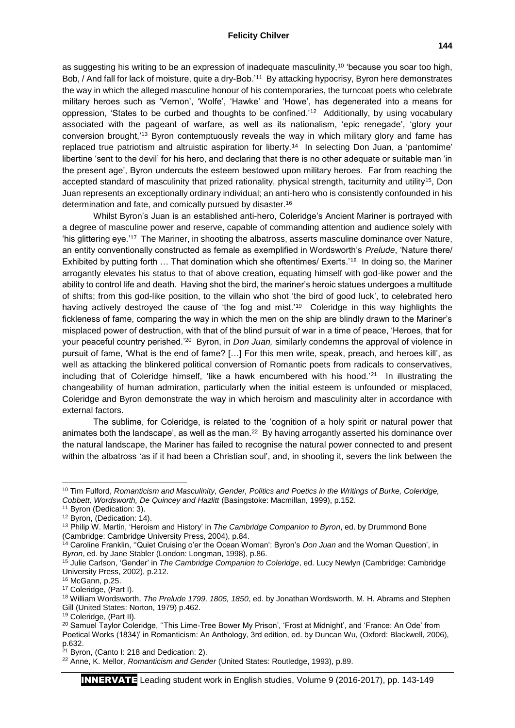as suggesting his writing to be an expression of inadequate masculinity,[10] 'because you soar too high, Bob, / And fall for lack of moisture, quite a dry-Bob.'[11] By attacking hypocrisy, Byron here demonstrates the way in which the alleged masculine honour of his contemporaries, the turncoat poets who celebrate military heroes such as 'Vernon', 'Wolfe', 'Hawke' and 'Howe', has degenerated into a means for oppression, 'States to be curbed and thoughts to be confined.'[12] Additionally, by using vocabulary associated with the pageant of warfare, as well as its nationalism, 'epic renegade', 'glory your conversion brought,'[13] Byron contemptuously reveals the way in which military glory and fame has replaced true patriotism and altruistic aspiration for liberty.[14] In selecting Don Juan, a 'pantomime' libertine 'sent to the devil' for his hero, and declaring that there is no other adequate or suitable man 'in the present age', Byron undercuts the esteem bestowed upon military heroes. Far from reaching the accepted standard of masculinity that prized rationality, physical strength, taciturnity and utility[15], Don Juan represents an exceptionally ordinary individual; an anti-hero who is consistently confounded in his determination and fate, and comically pursued by disaster.[16]

Whilst Byron's Juan is an established anti-hero, Coleridge's Ancient Mariner is portrayed with a degree of masculine power and reserve, capable of commanding attention and audience solely with 'his glittering eye.'[17] The Mariner, in shooting the albatross, asserts masculine dominance over Nature, an entity conventionally constructed as female as exemplified in Wordsworth's *Prelude*, 'Nature there/ Exhibited by putting forth … That domination which she oftentimes/ Exerts.'[18] In doing so, the Mariner arrogantly elevates his status to that of above creation, equating himself with god-like power and the ability to control life and death. Having shot the bird, the mariner's heroic statues undergoes a multitude of shifts; from this god-like position, to the villain who shot 'the bird of good luck', to celebrated hero having actively destroyed the cause of 'the fog and mist.'[19] Coleridge in this way highlights the fickleness of fame, comparing the way in which the men on the ship are blindly drawn to the Mariner's misplaced power of destruction, with that of the blind pursuit of war in a time of peace, 'Heroes, that for your peaceful country perished.'[20] Byron, in *Don Juan,* similarly condemns the approval of violence in pursuit of fame, 'What is the end of fame? […] For this men write, speak, preach, and heroes kill', as well as attacking the blinkered political conversion of Romantic poets from radicals to conservatives, including that of Coleridge himself, 'like a hawk encumbered with his hood.'[21] In illustrating the changeability of human admiration, particularly when the initial esteem is unfounded or misplaced, Coleridge and Byron demonstrate the way in which heroism and masculinity alter in accordance with external factors.

The sublime, for Coleridge, is related to the 'cognition of a holy spirit or natural power that animates both the landscape', as well as the man.[22] By having arrogantly asserted his dominance over the natural landscape, the Mariner has failed to recognise the natural power connected to and present within the albatross 'as if it had been a Christian soul', and, in shooting it, severs the link between the

---

[10] Tim Fulford, *Romanticism and Masculinity, Gender, Politics and Poetics in the Writings of Burke, Coleridge, Cobbett, Wordsworth, De Quincey and Hazlitt* (Basingstoke: Macmillan, 1999), p.152.

[11] Byron (Dedication: 3).

[12] Byron, (Dedication: 14).

[13] Philip W. Martin, 'Heroism and History' in *The Cambridge Companion to Byron*, ed. by Drummond Bone (Cambridge: Cambridge University Press, 2004), p.84.

[14] Caroline Franklin, ''Quiet Cruising o'er the Ocean Woman': Byron's *Don Juan* and the Woman Question', in *Byron*, ed. by Jane Stabler (London: Longman, 1998), p.86.

[15] Julie Carlson, 'Gender' in *The Cambridge Companion to Coleridge*, ed. Lucy Newlyn (Cambridge: Cambridge University Press, 2002), p.212.

[16] McGann, p.25.

[17] Coleridge, (Part I).

[18] William Wordsworth, *The Prelude 1799, 1805, 1850*, ed. by Jonathan Wordsworth, M. H. Abrams and Stephen Gill (United States: Norton, 1979) p.462.

[19] Coleridge, (Part II).

[20] Samuel Taylor Coleridge, ''This Lime-Tree Bower My Prison', 'Frost at Midnight', and 'France: An Ode' from Poetical Works (1834)' in Romanticism: An Anthology, 3rd edition, ed. by Duncan Wu, (Oxford: Blackwell, 2006), p.632.

[21] Byron, (Canto I: 218 and Dedication: 2).

[22] Anne, K. Mellor*, Romanticism and Gender* (United States: Routledge, 1993), p.89.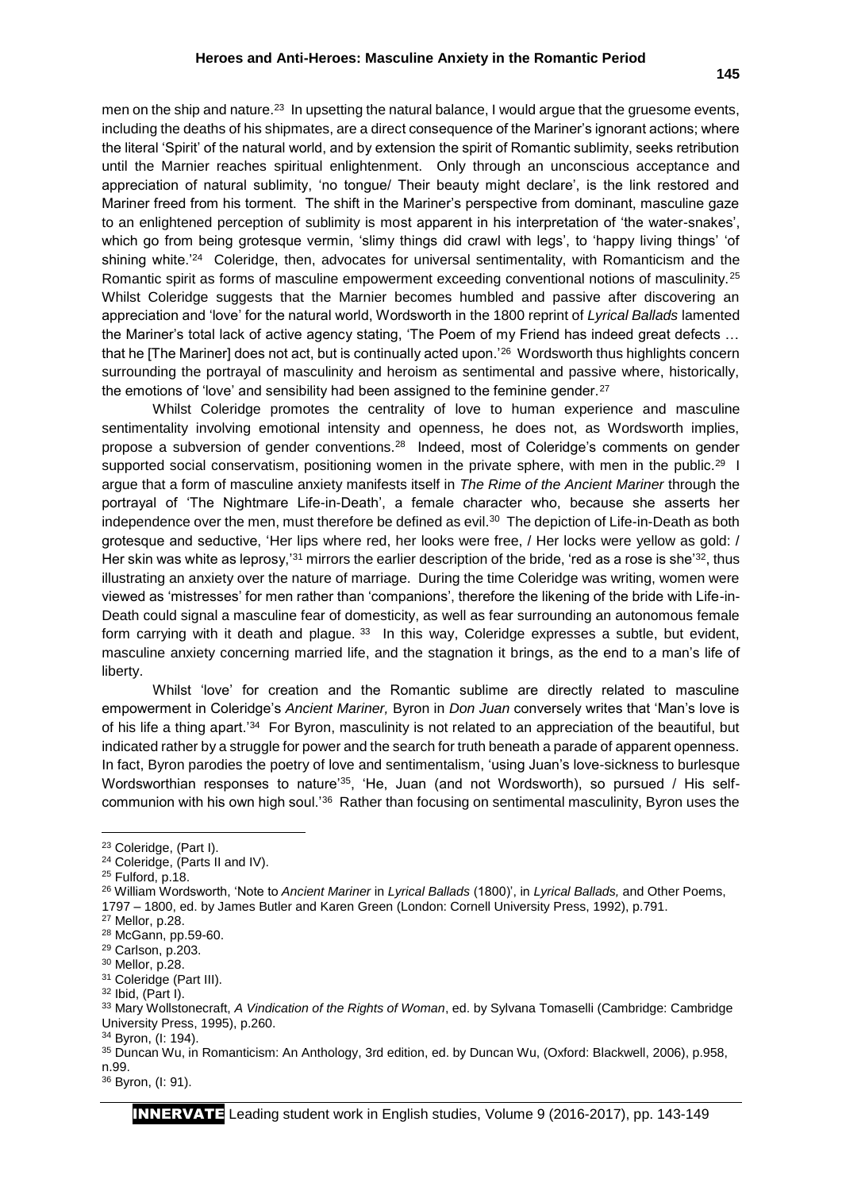men on the ship and nature.[23] In upsetting the natural balance, I would argue that the gruesome events, including the deaths of his shipmates, are a direct consequence of the Mariner's ignorant actions; where the literal 'Spirit' of the natural world, and by extension the spirit of Romantic sublimity, seeks retribution until the Marnier reaches spiritual enlightenment. Only through an unconscious acceptance and appreciation of natural sublimity, 'no tongue/ Their beauty might declare', is the link restored and Mariner freed from his torment. The shift in the Mariner's perspective from dominant, masculine gaze to an enlightened perception of sublimity is most apparent in his interpretation of 'the water-snakes', which go from being grotesque vermin, 'slimy things did crawl with legs', to 'happy living things' 'of shining white.'[24] Coleridge, then, advocates for universal sentimentality, with Romanticism and the Romantic spirit as forms of masculine empowerment exceeding conventional notions of masculinity.[25] Whilst Coleridge suggests that the Marnier becomes humbled and passive after discovering an appreciation and 'love' for the natural world, Wordsworth in the 1800 reprint of *Lyrical Ballads* lamented the Mariner's total lack of active agency stating, 'The Poem of my Friend has indeed great defects … that he [The Mariner] does not act, but is continually acted upon.'[26] Wordsworth thus highlights concern surrounding the portrayal of masculinity and heroism as sentimental and passive where, historically, the emotions of 'love' and sensibility had been assigned to the feminine gender.[27]

Whilst Coleridge promotes the centrality of love to human experience and masculine sentimentality involving emotional intensity and openness, he does not, as Wordsworth implies, propose a subversion of gender conventions.[28] Indeed, most of Coleridge's comments on gender supported social conservatism, positioning women in the private sphere, with men in the public.[29] I argue that a form of masculine anxiety manifests itself in *The Rime of the Ancient Mariner* through the portrayal of 'The Nightmare Life-in-Death', a female character who, because she asserts her independence over the men, must therefore be defined as evil.[30] The depiction of Life-in-Death as both grotesque and seductive, 'Her lips where red, her looks were free, / Her locks were yellow as gold: / Her skin was white as leprosy,'[31] mirrors the earlier description of the bride, 'red as a rose is she'[32], thus illustrating an anxiety over the nature of marriage. During the time Coleridge was writing, women were viewed as 'mistresses' for men rather than 'companions', therefore the likening of the bride with Life-in-Death could signal a masculine fear of domesticity, as well as fear surrounding an autonomous female form carrying with it death and plague. [33] In this way, Coleridge expresses a subtle, but evident, masculine anxiety concerning married life, and the stagnation it brings, as the end to a man's life of liberty.

Whilst 'love' for creation and the Romantic sublime are directly related to masculine empowerment in Coleridge's *Ancient Mariner,* Byron in *Don Juan* conversely writes that 'Man's love is of his life a thing apart.'[34] For Byron, masculinity is not related to an appreciation of the beautiful, but indicated rather by a struggle for power and the search for truth beneath a parade of apparent openness. In fact, Byron parodies the poetry of love and sentimentalism, 'using Juan's love-sickness to burlesque Wordsworthian responses to nature'[35], 'He, Juan (and not Wordsworth), so pursued / His self-communion with his own high soul.'[36] Rather than focusing on sentimental masculinity, Byron uses the

---

[23] Coleridge, (Part I).

[24] Coleridge, (Parts II and IV).

[25] Fulford, p.18.

[26] William Wordsworth, 'Note to *Ancient Mariner* in *Lyrical Ballads* (1800)', in *Lyrical Ballads,* and Other Poems, 1797 – 1800, ed. by James Butler and Karen Green (London: Cornell University Press, 1992), p.791.

[27] Mellor, p.28.

[28] McGann, pp.59-60.

[29] Carlson, p.203.

[30] Mellor, p.28.

[31] Coleridge (Part III).

[32] Ibid, (Part I).

[33] Mary Wollstonecraft, *A Vindication of the Rights of Woman*, ed. by Sylvana Tomaselli (Cambridge: Cambridge University Press, 1995), p.260.

[34] Byron, (I: 194).

[35] Duncan Wu, in Romanticism: An Anthology, 3rd edition, ed. by Duncan Wu, (Oxford: Blackwell, 2006), p.958, n.99.

[36] Byron, (I: 91).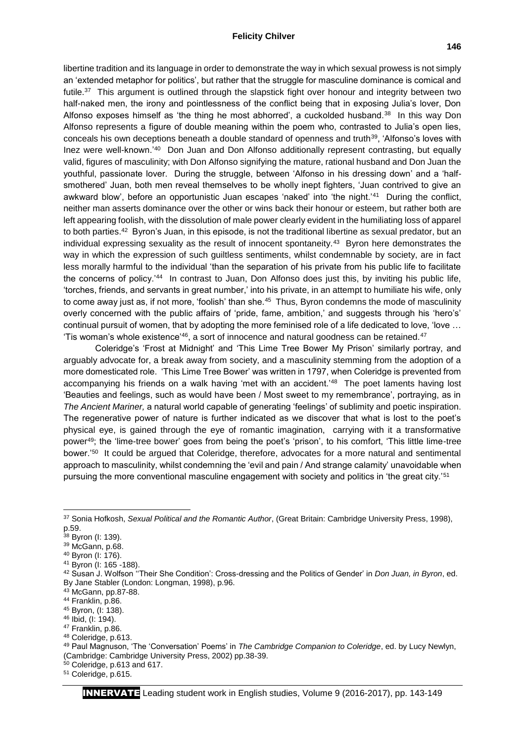libertine tradition and its language in order to demonstrate the way in which sexual prowess is not simply an 'extended metaphor for politics', but rather that the struggle for masculine dominance is comical and futile.[37] This argument is outlined through the slapstick fight over honour and integrity between two half-naked men, the irony and pointlessness of the conflict being that in exposing Julia's lover, Don Alfonso exposes himself as 'the thing he most abhorred', a cuckolded husband.[38] In this way Don Alfonso represents a figure of double meaning within the poem who, contrasted to Julia's open lies, conceals his own deceptions beneath a double standard of openness and truth[39], 'Alfonso's loves with Inez were well-known.'[40] Don Juan and Don Alfonso additionally represent contrasting, but equally valid, figures of masculinity; with Don Alfonso signifying the mature, rational husband and Don Juan the youthful, passionate lover. During the struggle, between 'Alfonso in his dressing down' and a 'half-smothered' Juan, both men reveal themselves to be wholly inept fighters, 'Juan contrived to give an awkward blow', before an opportunistic Juan escapes 'naked' into 'the night.'[41] During the conflict, neither man asserts dominance over the other or wins back their honour or esteem, but rather both are left appearing foolish, with the dissolution of male power clearly evident in the humiliating loss of apparel to both parties.[42] Byron's Juan, in this episode, is not the traditional libertine as sexual predator, but an individual expressing sexuality as the result of innocent spontaneity.[43] Byron here demonstrates the way in which the expression of such guiltless sentiments, whilst condemnable by society, are in fact less morally harmful to the individual 'than the separation of his private from his public life to facilitate the concerns of policy.'[44] In contrast to Juan, Don Alfonso does just this, by inviting his public life, 'torches, friends, and servants in great number,' into his private, in an attempt to humiliate his wife, only to come away just as, if not more, 'foolish' than she.[45] Thus, Byron condemns the mode of masculinity overly concerned with the public affairs of 'pride, fame, ambition,' and suggests through his 'hero's' continual pursuit of women, that by adopting the more feminised role of a life dedicated to love, 'love … 'Tis woman's whole existence'[46], a sort of innocence and natural goodness can be retained.[47]

Coleridge's 'Frost at Midnight' and 'This Lime Tree Bower My Prison' similarly portray, and arguably advocate for, a break away from society, and a masculinity stemming from the adoption of a more domesticated role. 'This Lime Tree Bower' was written in 1797, when Coleridge is prevented from accompanying his friends on a walk having 'met with an accident.'[48] The poet laments having lost 'Beauties and feelings, such as would have been / Most sweet to my remembrance', portraying, as in *The Ancient Mariner,* a natural world capable of generating 'feelings' of sublimity and poetic inspiration. The regenerative power of nature is further indicated as we discover that what is lost to the poet's physical eye, is gained through the eye of romantic imagination, carrying with it a transformative power[49]; the 'lime-tree bower' goes from being the poet's 'prison', to his comfort, 'This little lime-tree bower.'[50] It could be argued that Coleridge, therefore, advocates for a more natural and sentimental approach to masculinity, whilst condemning the 'evil and pain / And strange calamity' unavoidable when pursuing the more conventional masculine engagement with society and politics in 'the great city.'[51]

---

[37] Sonia Hofkosh, *Sexual Political and the Romantic Author*, (Great Britain: Cambridge University Press, 1998), p.59.
[38] Byron (I: 139).
[39] McGann, p.68.
[40] Byron (I: 176).
[41] Byron (I: 165 -188).
[42] Susan J. Wolfson ''Their She Condition': Cross-dressing and the Politics of Gender' in *Don Juan, in Byron*, ed. By Jane Stabler (London: Longman, 1998), p.96.
[43] McGann, pp.87-88.
[44] Franklin, p.86.
[45] Byron, (I: 138).
[46] Ibid, (I: 194).
[47] Franklin, p.86.
[48] Coleridge, p.613.
[49] Paul Magnuson, 'The 'Conversation' Poems' in *The Cambridge Companion to Coleridge*, ed. by Lucy Newlyn, (Cambridge: Cambridge University Press, 2002) pp.38-39.
[50] Coleridge, p.613 and 617.
[51] Coleridge, p.615.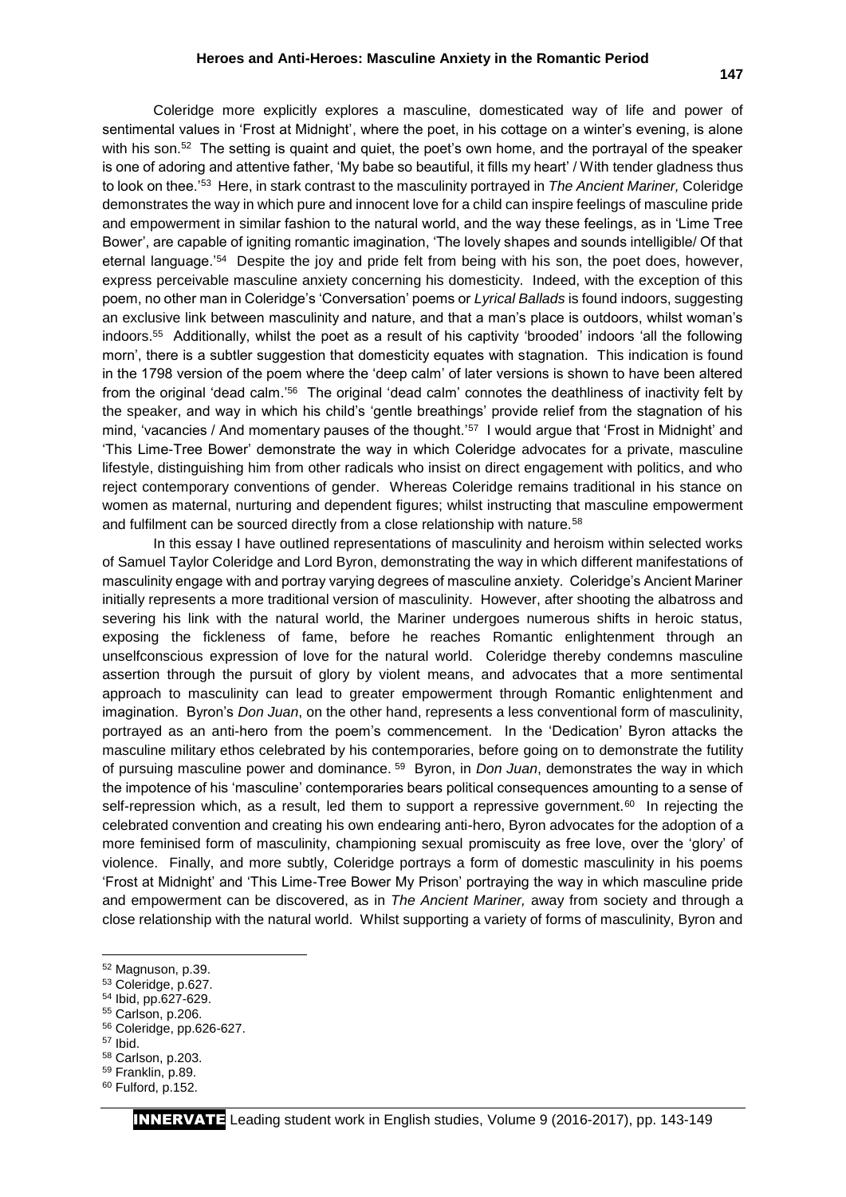Coleridge more explicitly explores a masculine, domesticated way of life and power of sentimental values in 'Frost at Midnight', where the poet, in his cottage on a winter's evening, is alone with his son.[52] The setting is quaint and quiet, the poet's own home, and the portrayal of the speaker is one of adoring and attentive father, 'My babe so beautiful, it fills my heart' / With tender gladness thus to look on thee.'[53] Here, in stark contrast to the masculinity portrayed in *The Ancient Mariner,* Coleridge demonstrates the way in which pure and innocent love for a child can inspire feelings of masculine pride and empowerment in similar fashion to the natural world, and the way these feelings, as in 'Lime Tree Bower', are capable of igniting romantic imagination, 'The lovely shapes and sounds intelligible/ Of that eternal language.'[54] Despite the joy and pride felt from being with his son, the poet does, however, express perceivable masculine anxiety concerning his domesticity. Indeed, with the exception of this poem, no other man in Coleridge's 'Conversation' poems or *Lyrical Ballads* is found indoors, suggesting an exclusive link between masculinity and nature, and that a man's place is outdoors, whilst woman's indoors.[55] Additionally, whilst the poet as a result of his captivity 'brooded' indoors 'all the following morn', there is a subtler suggestion that domesticity equates with stagnation. This indication is found in the 1798 version of the poem where the 'deep calm' of later versions is shown to have been altered from the original 'dead calm.'[56] The original 'dead calm' connotes the deathliness of inactivity felt by the speaker, and way in which his child's 'gentle breathings' provide relief from the stagnation of his mind, 'vacancies / And momentary pauses of the thought.'[57] I would argue that 'Frost in Midnight' and 'This Lime-Tree Bower' demonstrate the way in which Coleridge advocates for a private, masculine lifestyle, distinguishing him from other radicals who insist on direct engagement with politics, and who reject contemporary conventions of gender. Whereas Coleridge remains traditional in his stance on women as maternal, nurturing and dependent figures; whilst instructing that masculine empowerment and fulfilment can be sourced directly from a close relationship with nature.[58]

In this essay I have outlined representations of masculinity and heroism within selected works of Samuel Taylor Coleridge and Lord Byron, demonstrating the way in which different manifestations of masculinity engage with and portray varying degrees of masculine anxiety. Coleridge's Ancient Mariner initially represents a more traditional version of masculinity. However, after shooting the albatross and severing his link with the natural world, the Mariner undergoes numerous shifts in heroic status, exposing the fickleness of fame, before he reaches Romantic enlightenment through an unselfconscious expression of love for the natural world. Coleridge thereby condemns masculine assertion through the pursuit of glory by violent means, and advocates that a more sentimental approach to masculinity can lead to greater empowerment through Romantic enlightenment and imagination. Byron's *Don Juan*, on the other hand, represents a less conventional form of masculinity, portrayed as an anti-hero from the poem's commencement. In the 'Dedication' Byron attacks the masculine military ethos celebrated by his contemporaries, before going on to demonstrate the futility of pursuing masculine power and dominance.[59] Byron, in *Don Juan*, demonstrates the way in which the impotence of his 'masculine' contemporaries bears political consequences amounting to a sense of self-repression which, as a result, led them to support a repressive government.[60] In rejecting the celebrated convention and creating his own endearing anti-hero, Byron advocates for the adoption of a more feminised form of masculinity, championing sexual promiscuity as free love, over the 'glory' of violence. Finally, and more subtly, Coleridge portrays a form of domestic masculinity in his poems 'Frost at Midnight' and 'This Lime-Tree Bower My Prison' portraying the way in which masculine pride and empowerment can be discovered, as in *The Ancient Mariner,* away from society and through a close relationship with the natural world. Whilst supporting a variety of forms of masculinity, Byron and

---

[52] Magnuson, p.39.
[53] Coleridge, p.627.
[54] Ibid, pp.627-629.
[55] Carlson, p.206.
[56] Coleridge, pp.626-627.
[57] Ibid.
[58] Carlson, p.203.
[59] Franklin, p.89.
[60] Fulford, p.152.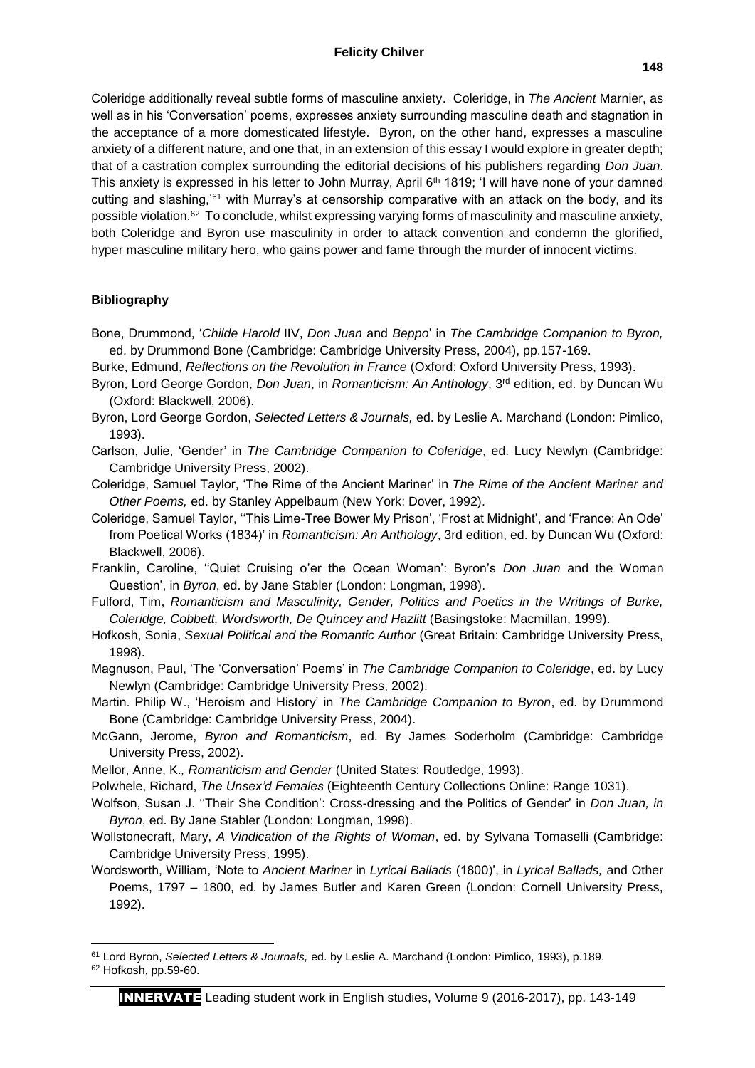Coleridge additionally reveal subtle forms of masculine anxiety. Coleridge, in *The Ancient* Marnier, as well as in his 'Conversation' poems, expresses anxiety surrounding masculine death and stagnation in the acceptance of a more domesticated lifestyle. Byron, on the other hand, expresses a masculine anxiety of a different nature, and one that, in an extension of this essay I would explore in greater depth; that of a castration complex surrounding the editorial decisions of his publishers regarding *Don Juan*. This anxiety is expressed in his letter to John Murray, April 6th 1819; 'I will have none of your damned cutting and slashing,'[61] with Murray's at censorship comparative with an attack on the body, and its possible violation.[62] To conclude, whilst expressing varying forms of masculinity and masculine anxiety, both Coleridge and Byron use masculinity in order to attack convention and condemn the glorified, hyper masculine military hero, who gains power and fame through the murder of innocent victims.

**Bibliography**

Bone, Drummond, '*Childe Harold* IIV, *Don Juan* and *Beppo*' in *The Cambridge Companion to Byron,* ed. by Drummond Bone (Cambridge: Cambridge University Press, 2004), pp.157-169.

Burke, Edmund, *Reflections on the Revolution in France* (Oxford: Oxford University Press, 1993).

Byron, Lord George Gordon, *Don Juan*, in *Romanticism: An Anthology*, 3rd edition, ed. by Duncan Wu (Oxford: Blackwell, 2006).

Byron, Lord George Gordon, *Selected Letters & Journals,* ed. by Leslie A. Marchand (London: Pimlico, 1993).

Carlson, Julie, 'Gender' in *The Cambridge Companion to Coleridge*, ed. Lucy Newlyn (Cambridge: Cambridge University Press, 2002).

Coleridge, Samuel Taylor, 'The Rime of the Ancient Mariner' in *The Rime of the Ancient Mariner and Other Poems,* ed. by Stanley Appelbaum (New York: Dover, 1992).

Coleridge, Samuel Taylor, ''This Lime-Tree Bower My Prison', 'Frost at Midnight', and 'France: An Ode' from Poetical Works (1834)' in *Romanticism: An Anthology*, 3rd edition, ed. by Duncan Wu (Oxford: Blackwell, 2006).

Franklin, Caroline, ''Quiet Cruising o'er the Ocean Woman': Byron's *Don Juan* and the Woman Question', in *Byron*, ed. by Jane Stabler (London: Longman, 1998).

Fulford, Tim, *Romanticism and Masculinity, Gender, Politics and Poetics in the Writings of Burke, Coleridge, Cobbett, Wordsworth, De Quincey and Hazlitt* (Basingstoke: Macmillan, 1999).

Hofkosh, Sonia, *Sexual Political and the Romantic Author* (Great Britain: Cambridge University Press, 1998).

Magnuson, Paul, 'The 'Conversation' Poems' in *The Cambridge Companion to Coleridge*, ed. by Lucy Newlyn (Cambridge: Cambridge University Press, 2002).

Martin. Philip W., 'Heroism and History' in *The Cambridge Companion to Byron*, ed. by Drummond Bone (Cambridge: Cambridge University Press, 2004).

McGann, Jerome, *Byron and Romanticism*, ed. By James Soderholm (Cambridge: Cambridge University Press, 2002).

Mellor, Anne, K*., Romanticism and Gender* (United States: Routledge, 1993).

Polwhele, Richard, *The Unsex'd Females* (Eighteenth Century Collections Online: Range 1031).

Wolfson, Susan J. ''Their She Condition': Cross-dressing and the Politics of Gender' in *Don Juan, in Byron*, ed. By Jane Stabler (London: Longman, 1998).

Wollstonecraft, Mary, *A Vindication of the Rights of Woman*, ed. by Sylvana Tomaselli (Cambridge: Cambridge University Press, 1995).

Wordsworth, William, 'Note to *Ancient Mariner* in *Lyrical Ballads* (1800)', in *Lyrical Ballads,* and Other Poems, 1797 – 1800, ed. by James Butler and Karen Green (London: Cornell University Press, 1992).

---

[61] Lord Byron, *Selected Letters & Journals,* ed. by Leslie A. Marchand (London: Pimlico, 1993), p.189.

[62] Hofkosh, pp.59-60.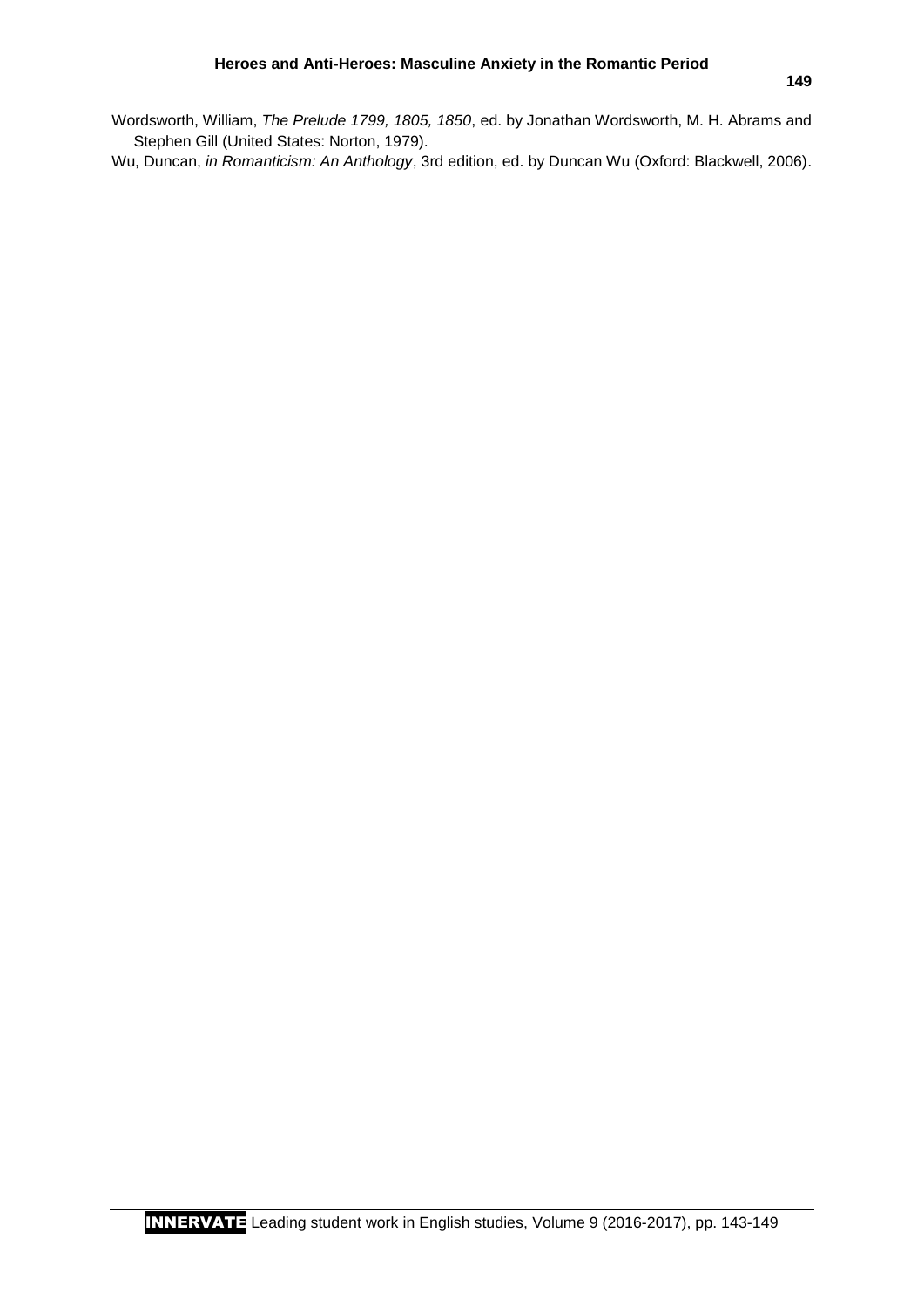Wordsworth, William, *The Prelude 1799, 1805, 1850*, ed. by Jonathan Wordsworth, M. H. Abrams and Stephen Gill (United States: Norton, 1979).

Wu, Duncan, *in Romanticism: An Anthology*, 3rd edition, ed. by Duncan Wu (Oxford: Blackwell, 2006).